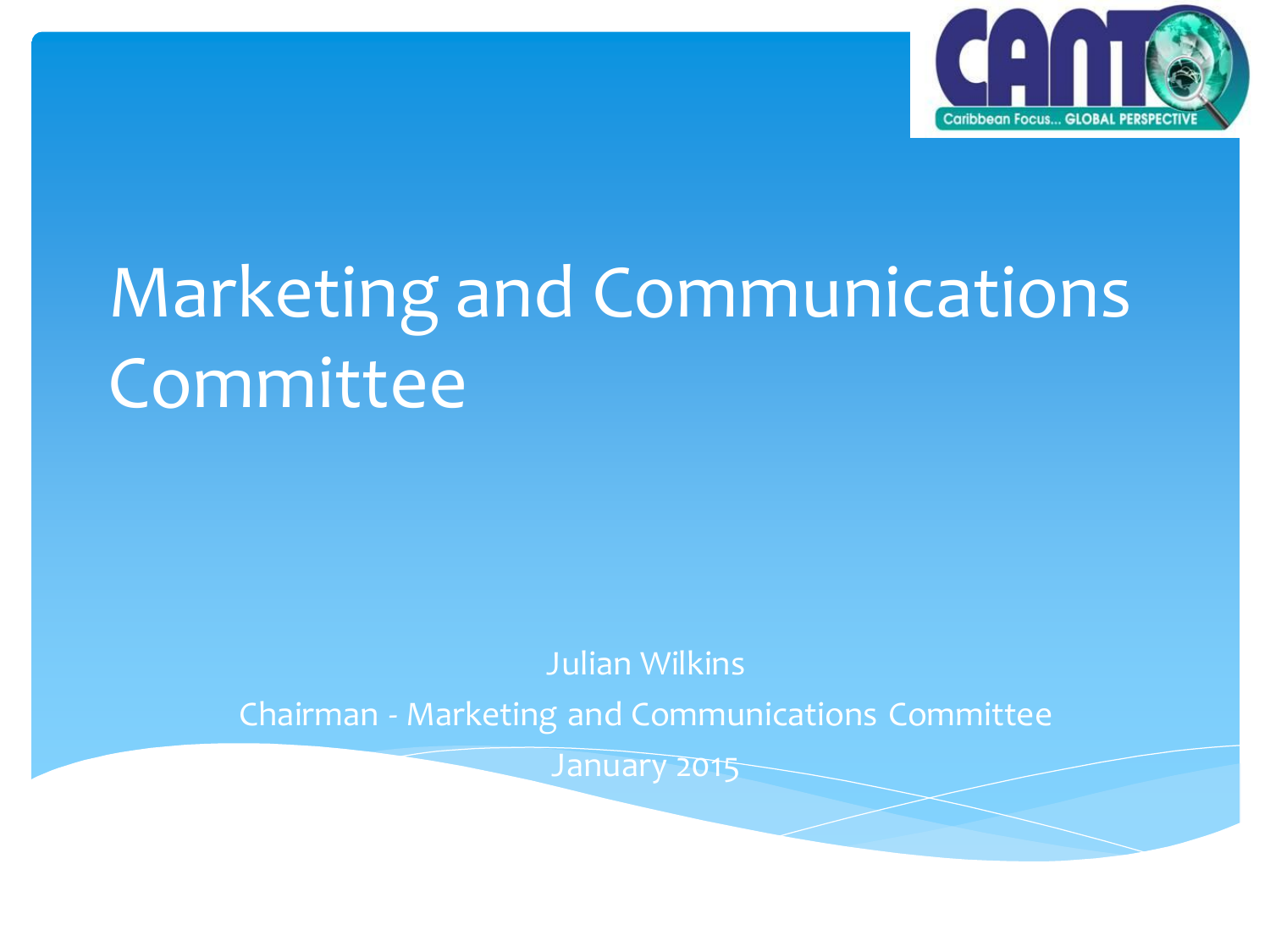# Marketing and Communications Committee

Julian Wilkins

Chairman - Marketing and Communications Committee

January 2015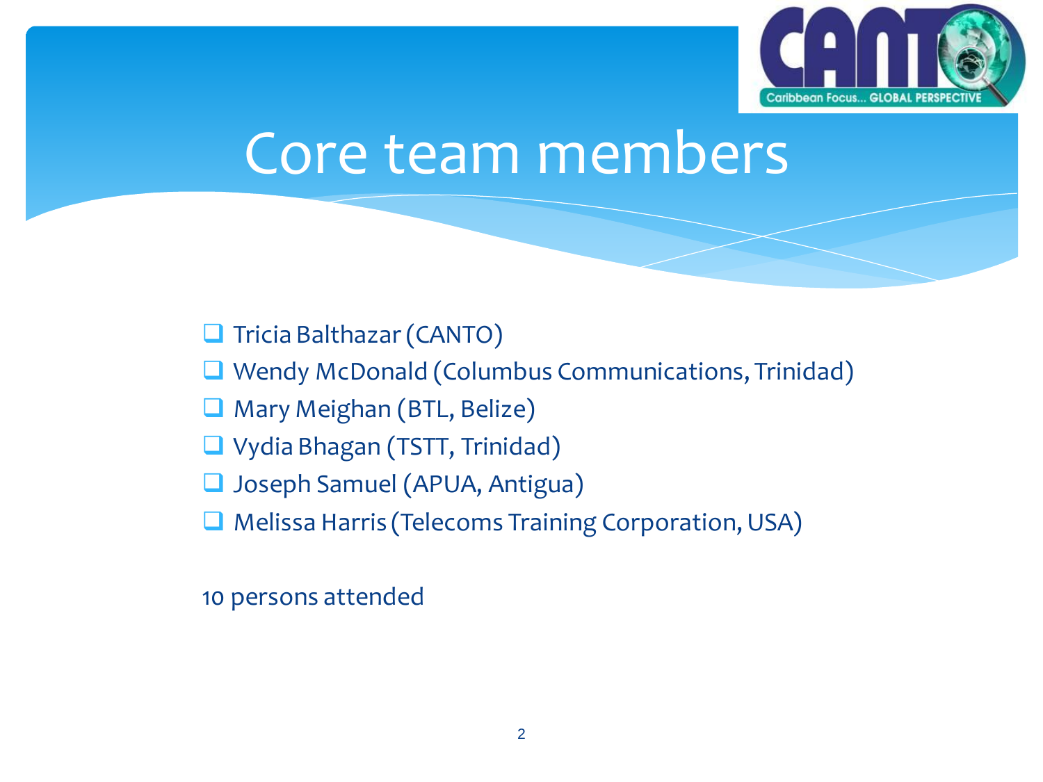# Core team members

- Tricia Balthazar (CANTO)
- Wendy McDonald (Columbus Communications, Trinidad)
- Mary Meighan (BTL, Belize)
- Vydia Bhagan (TSTT, Trinidad)
- Joseph Samuel (APUA, Antigua)
- Melissa Harris (Telecoms Training Corporation, USA)

10 persons attended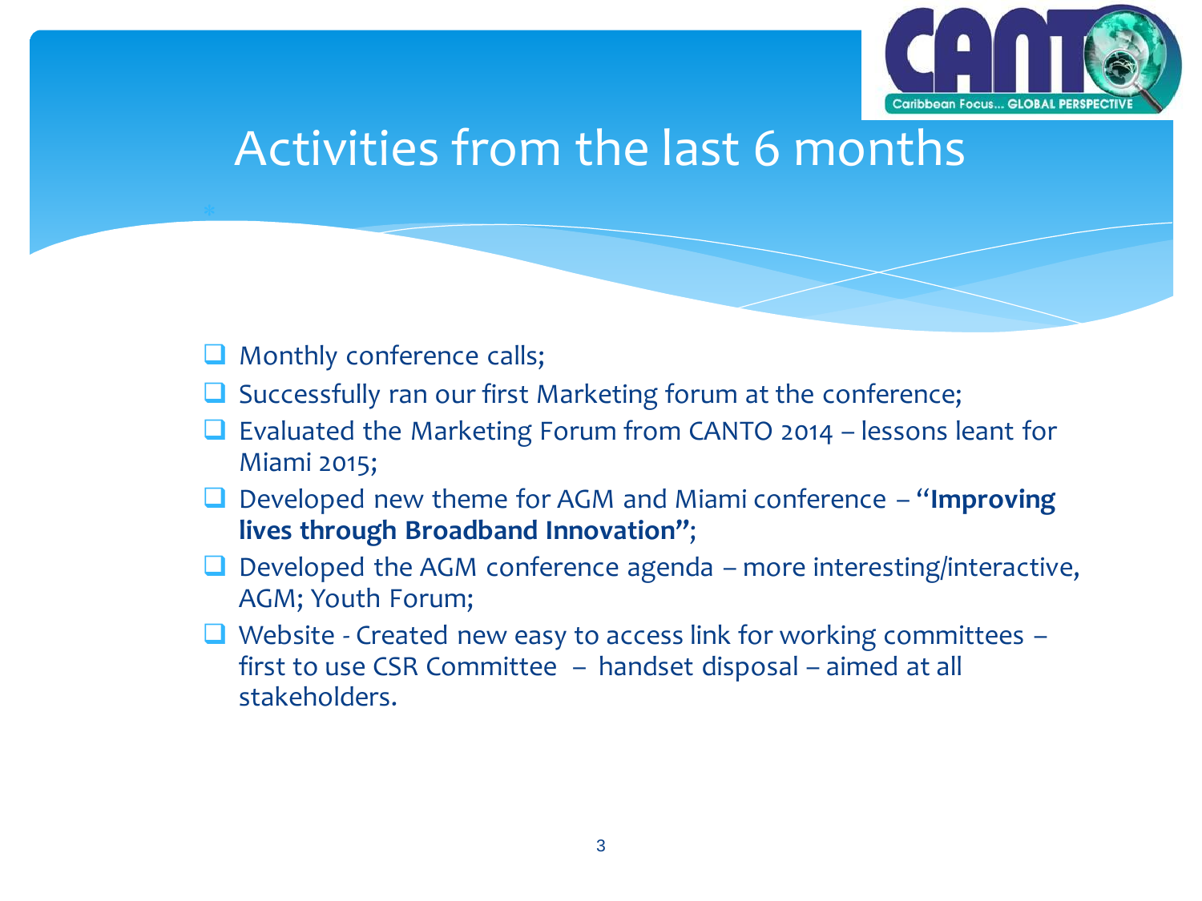# Activities from the last 6 months

- Monthly conference calls;
- Successfully ran our first Marketing forum at the conference;
- Evaluated the Marketing Forum from CANTO 2014 – lessons leant for Miami 2015;
- Developed new theme for AGM and Miami conference – "**Improving lives through Broadband Innovation"**;
- Developed the AGM conference agenda – more interesting/interactive, AGM; Youth Forum;
- Website - Created new easy to access link for working committees – first to use CSR Committee – handset disposal – aimed at all stakeholders.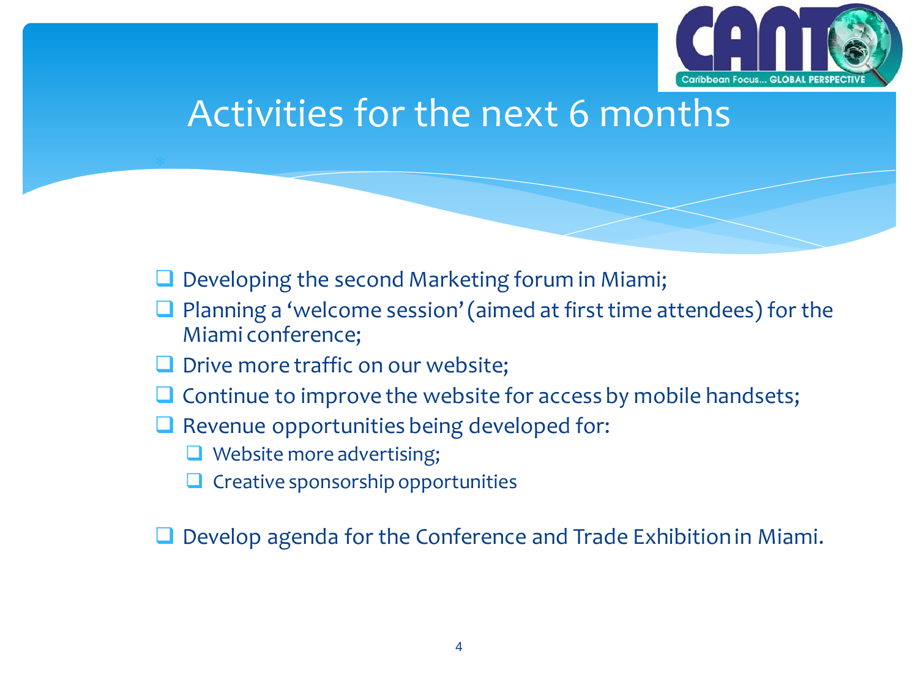# Activities for the next 6 months

- Developing the second Marketing forum in Miami;
- Planning a 'welcome session' (aimed at first time attendees) for the Miami conference;
- Drive more traffic on our website;
- Continue to improve the website for access by mobile handsets;
- Revenue opportunities being developed for:
  - Website more advertising;
  - Creative sponsorship opportunities
- Develop agenda for the Conference and Trade Exhibition in Miami.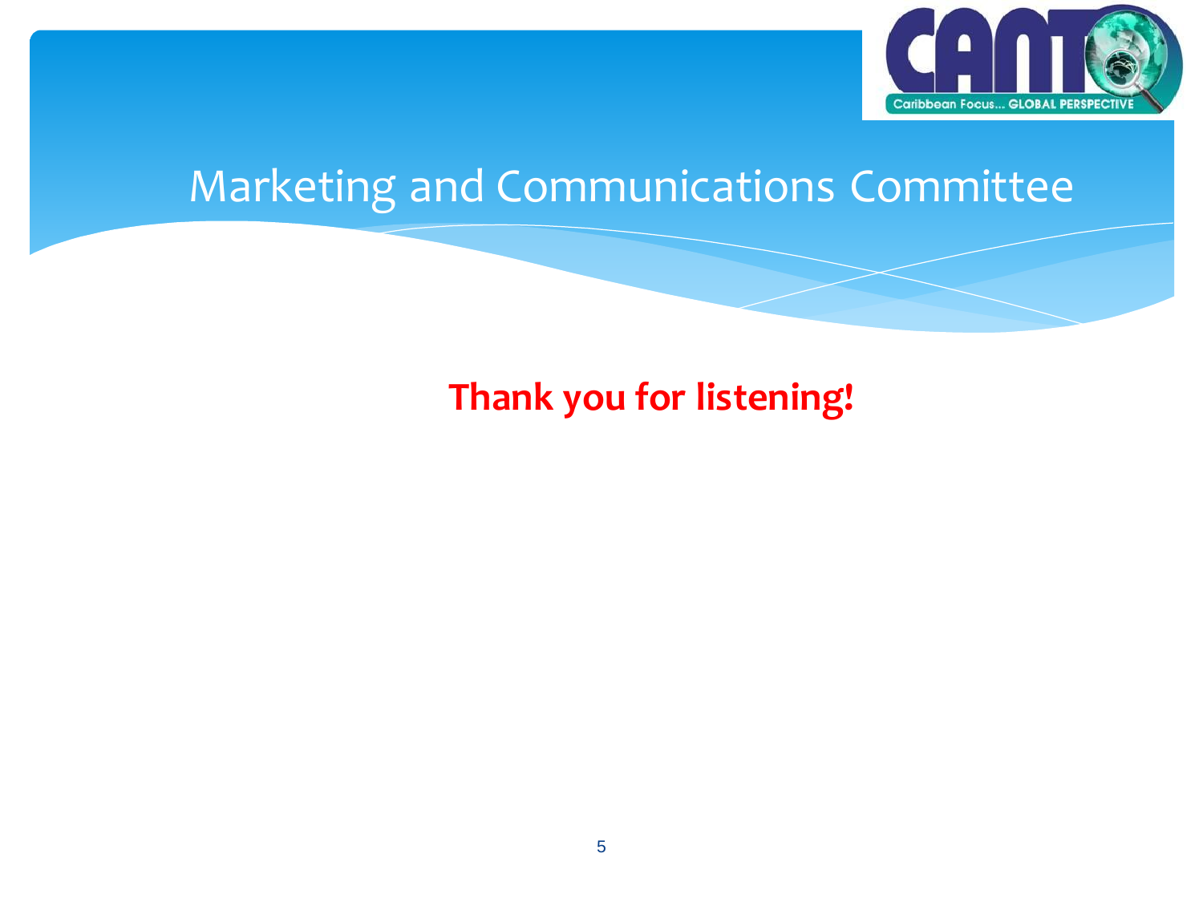# Marketing and Communications Committee

**Thank you for listening!**